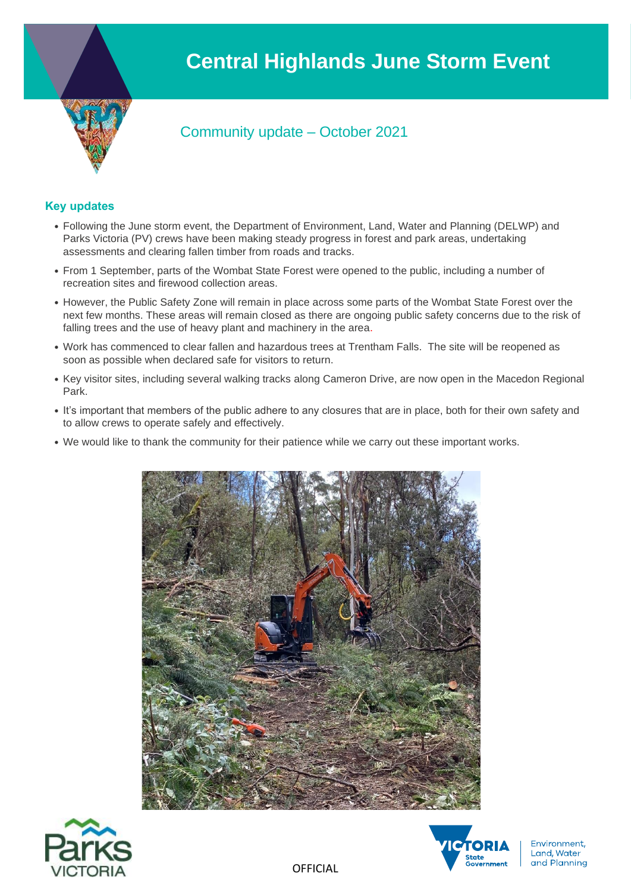# Central Highlands June Storm Event

## Community update – October 2021

### Key updates

- Following the June storm event, the Department of Environment, Land, Water and Planning (DELWP) and Parks Victoria (PV) crews have been making steady progress in forest and park areas, undertaking assessments and clearing fallen timber from roads and tracks.
- From 1 September, parts of the Wombat State Forest were opened to the public, including a number of recreation sites and firewood collection areas.
- However, the Public Safety Zone will remain in place across some parts of the Wombat State Forest over the next few months. These areas will remain closed as there are ongoing public safety concerns due to the risk of falling trees and the use of heavy plant and machinery in the area.
- Work has commenced to clear fallen and hazardous trees at Trentham Falls. The site will be reopened as soon as possible when declared safe for visitors to return.
- Key visitor sites, including several walking tracks along Cameron Drive, are now open in the Macedon Regional Park.
- It's important that members of the public adhere to any closures that are in place, both for their own safety and to allow crews to operate safely and effectively.
- We would like to thank the community for their patience while we carry out these important works.

OFFICIAL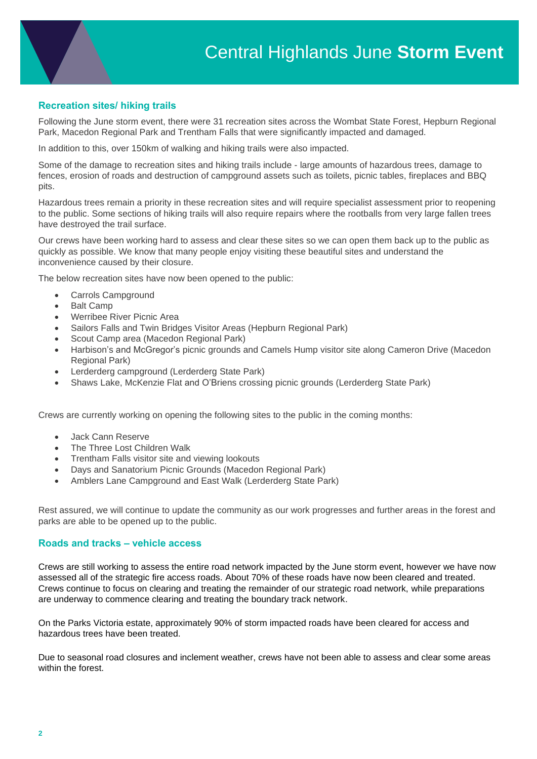# Central Highlands June **Storm Event**

## Recreation sites/ hiking trails

Following the June storm event, there were 31 recreation sites across the Wombat State Forest, Hepburn Regional Park, Macedon Regional Park and Trentham Falls that were significantly impacted and damaged.

In addition to this, over 150km of walking and hiking trails were also impacted.

Some of the damage to recreation sites and hiking trails include - large amounts of hazardous trees, damage to fences, erosion of roads and destruction of campground assets such as toilets, picnic tables, fireplaces and BBQ pits.

Hazardous trees remain a priority in these recreation sites and will require specialist assessment prior to reopening to the public. Some sections of hiking trails will also require repairs where the rootballs from very large fallen trees have destroyed the trail surface.

Our crews have been working hard to assess and clear these sites so we can open them back up to the public as quickly as possible. We know that many people enjoy visiting these beautiful sites and understand the inconvenience caused by their closure.

The below recreation sites have now been opened to the public:

- Carrols Campground
- Balt Camp
- Werribee River Picnic Area
- Sailors Falls and Twin Bridges Visitor Areas (Hepburn Regional Park)
- Scout Camp area (Macedon Regional Park)
- Harbison's and McGregor's picnic grounds and Camels Hump visitor site along Cameron Drive (Macedon Regional Park)
- Lerderderg campground (Lerderderg State Park)
- Shaws Lake, McKenzie Flat and O'Briens crossing picnic grounds (Lerderderg State Park)

Crews are currently working on opening the following sites to the public in the coming months:

- Jack Cann Reserve
- The Three Lost Children Walk
- Trentham Falls visitor site and viewing lookouts
- Days and Sanatorium Picnic Grounds (Macedon Regional Park)
- Amblers Lane Campground and East Walk (Lerderderg State Park)

Rest assured, we will continue to update the community as our work progresses and further areas in the forest and parks are able to be opened up to the public.

## Roads and tracks – vehicle access

Crews are still working to assess the entire road network impacted by the June storm event, however we have now assessed all of the strategic fire access roads. About 70% of these roads have now been cleared and treated. Crews continue to focus on clearing and treating the remainder of our strategic road network, while preparations are underway to commence clearing and treating the boundary track network.

On the Parks Victoria estate, approximately 90% of storm impacted roads have been cleared for access and hazardous trees have been treated.

Due to seasonal road closures and inclement weather, crews have not been able to assess and clear some areas within the forest.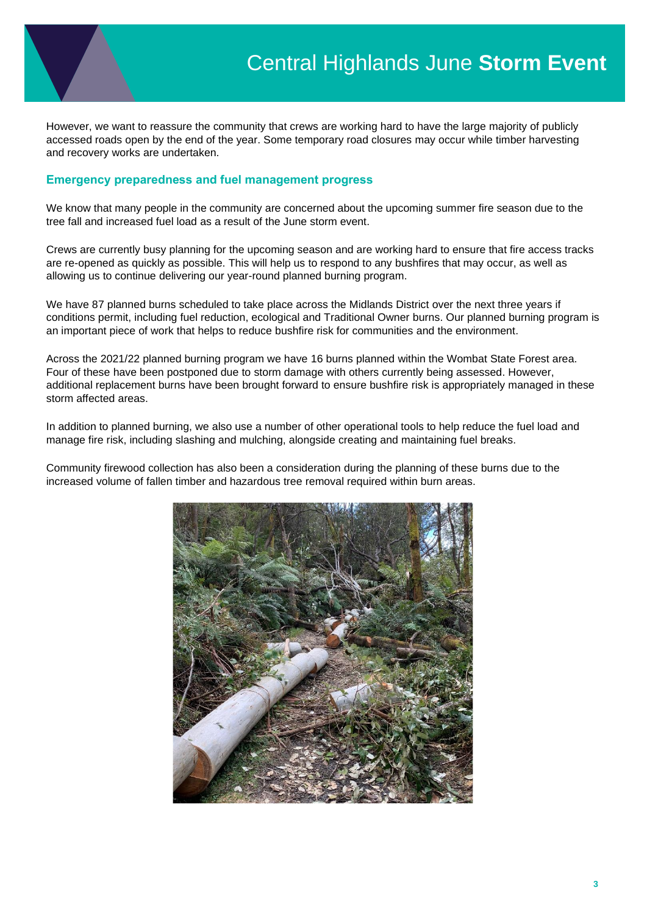However, we want to reassure the community that crews are working hard to have the large majority of publicly accessed roads open by the end of the year. Some temporary road closures may occur while timber harvesting and recovery works are undertaken.

## Emergency preparedness and fuel management progress

We know that many people in the community are concerned about the upcoming summer fire season due to the tree fall and increased fuel load as a result of the June storm event.

Crews are currently busy planning for the upcoming season and are working hard to ensure that fire access tracks are re-opened as quickly as possible. This will help us to respond to any bushfires that may occur, as well as allowing us to continue delivering our year-round planned burning program.

We have 87 planned burns scheduled to take place across the Midlands District over the next three years if conditions permit, including fuel reduction, ecological and Traditional Owner burns. Our planned burning program is an important piece of work that helps to reduce bushfire risk for communities and the environment.

Across the 2021/22 planned burning program we have 16 burns planned within the Wombat State Forest area. Four of these have been postponed due to storm damage with others currently being assessed. However, additional replacement burns have been brought forward to ensure bushfire risk is appropriately managed in these storm affected areas.

In addition to planned burning, we also use a number of other operational tools to help reduce the fuel load and manage fire risk, including slashing and mulching, alongside creating and maintaining fuel breaks.

Community firewood collection has also been a consideration during the planning of these burns due to the increased volume of fallen timber and hazardous tree removal required within burn areas.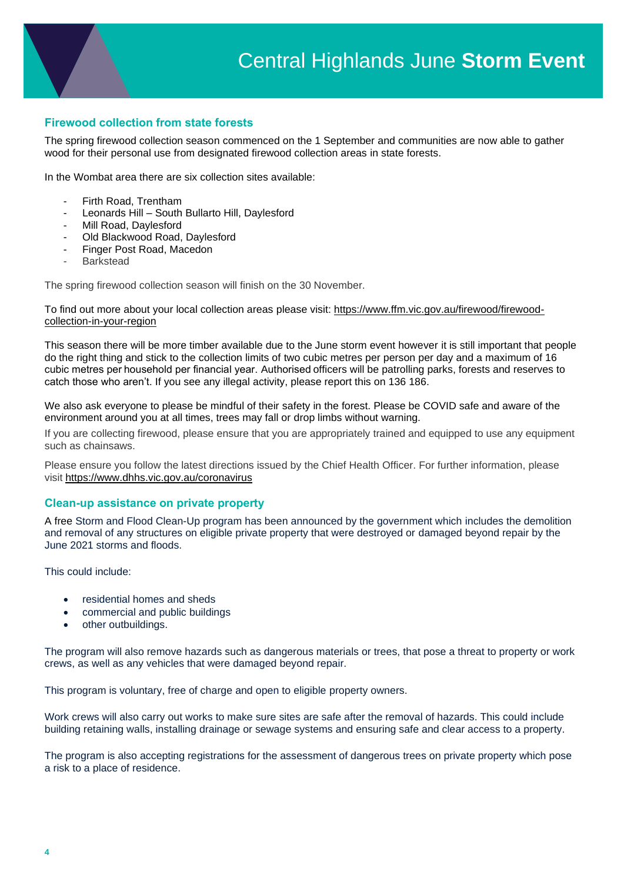# Central Highlands June **Storm Event**

## Firewood collection from state forests

The spring firewood collection season commenced on the 1 September and communities are now able to gather wood for their personal use from designated firewood collection areas in state forests.

In the Wombat area there are six collection sites available:

- Firth Road, Trentham
- Leonards Hill – South Bullarto Hill, Daylesford
- Mill Road, Daylesford
- Old Blackwood Road, Daylesford
- Finger Post Road, Macedon
- Barkstead

The spring firewood collection season will finish on the 30 November.

To find out more about your local collection areas please visit: https://www.ffm.vic.gov.au/firewood/firewood-collection-in-your-region

This season there will be more timber available due to the June storm event however it is still important that people do the right thing and stick to the collection limits of two cubic metres per person per day and a maximum of 16 cubic metres per household per financial year. Authorised officers will be patrolling parks, forests and reserves to catch those who aren't. If you see any illegal activity, please report this on 136 186.

We also ask everyone to please be mindful of their safety in the forest. Please be COVID safe and aware of the environment around you at all times, trees may fall or drop limbs without warning.

If you are collecting firewood, please ensure that you are appropriately trained and equipped to use any equipment such as chainsaws.

Please ensure you follow the latest directions issued by the Chief Health Officer. For further information, please visit https://www.dhhs.vic.gov.au/coronavirus

## Clean-up assistance on private property

A free Storm and Flood Clean-Up program has been announced by the government which includes the demolition and removal of any structures on eligible private property that were destroyed or damaged beyond repair by the June 2021 storms and floods.

This could include:

- residential homes and sheds
- commercial and public buildings
- other outbuildings.

The program will also remove hazards such as dangerous materials or trees, that pose a threat to property or work crews, as well as any vehicles that were damaged beyond repair.

This program is voluntary, free of charge and open to eligible property owners.

Work crews will also carry out works to make sure sites are safe after the removal of hazards. This could include building retaining walls, installing drainage or sewage systems and ensuring safe and clear access to a property.

The program is also accepting registrations for the assessment of dangerous trees on private property which pose a risk to a place of residence.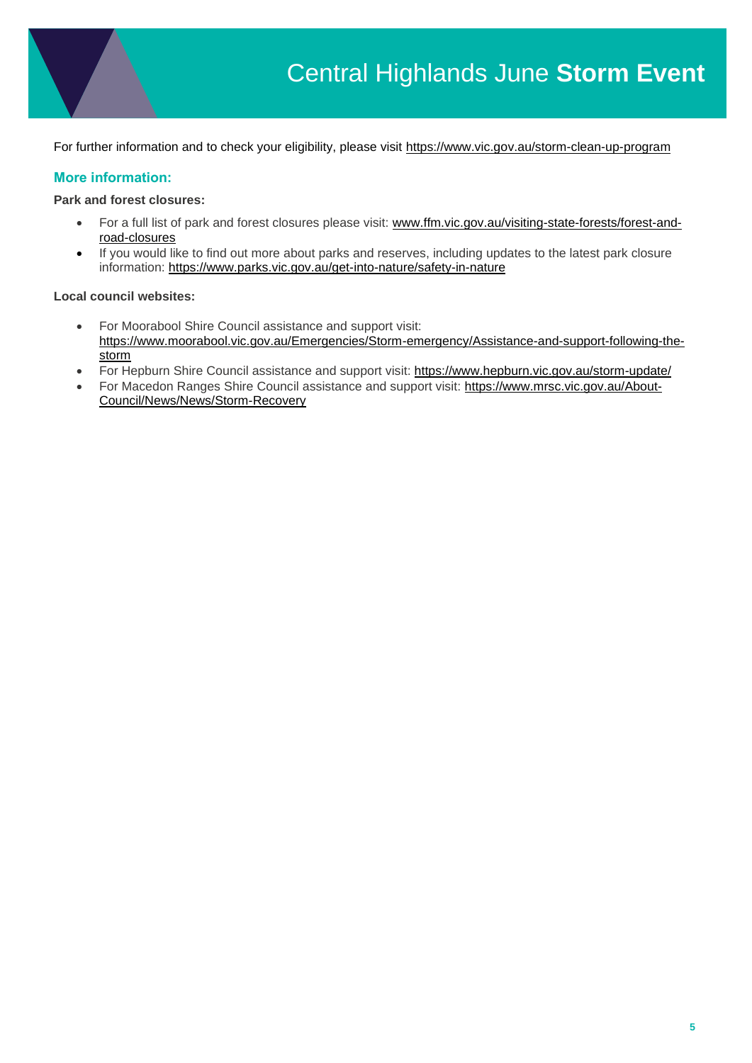For further information and to check your eligibility, please visit https://www.vic.gov.au/storm-clean-up-program

## More information:

**Park and forest closures:**

- For a full list of park and forest closures please visit: www.ffm.vic.gov.au/visiting-state-forests/forest-and-road-closures
- If you would like to find out more about parks and reserves, including updates to the latest park closure information: https://www.parks.vic.gov.au/get-into-nature/safety-in-nature

**Local council websites:**

- For Moorabool Shire Council assistance and support visit: https://www.moorabool.vic.gov.au/Emergencies/Storm-emergency/Assistance-and-support-following-the-storm
- For Hepburn Shire Council assistance and support visit: https://www.hepburn.vic.gov.au/storm-update/
- For Macedon Ranges Shire Council assistance and support visit: https://www.mrsc.vic.gov.au/About-Council/News/News/Storm-Recovery